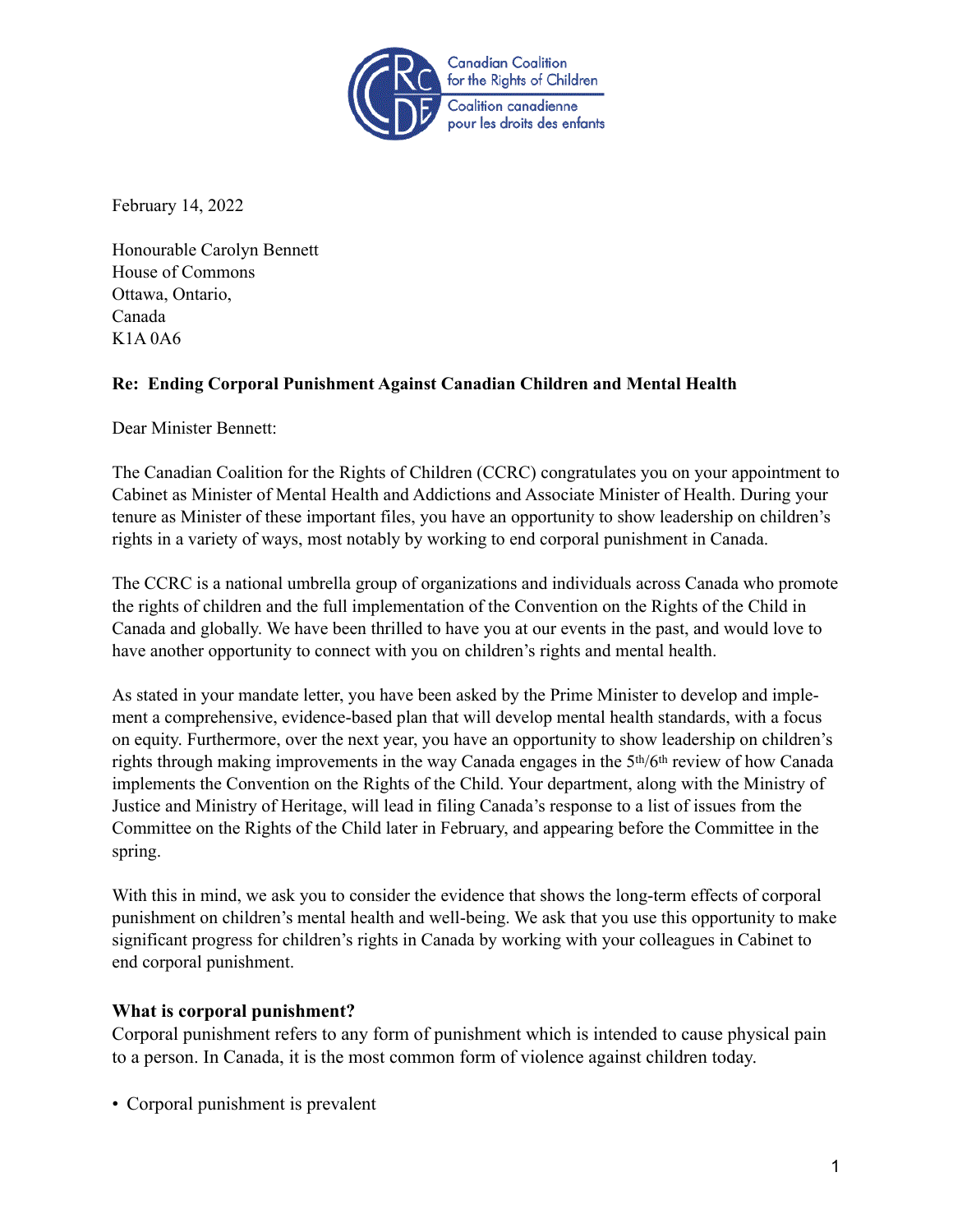Canadian Coalition for the Rights of Children
Coalition canadienne pour les droits des enfants

February 14, 2022

Honourable Carolyn Bennett
House of Commons
Ottawa, Ontario,
Canada
K1A 0A6

**Re: Ending Corporal Punishment Against Canadian Children and Mental Health**

Dear Minister Bennett:

The Canadian Coalition for the Rights of Children (CCRC) congratulates you on your appointment to Cabinet as Minister of Mental Health and Addictions and Associate Minister of Health. During your tenure as Minister of these important files, you have an opportunity to show leadership on children's rights in a variety of ways, most notably by working to end corporal punishment in Canada.

The CCRC is a national umbrella group of organizations and individuals across Canada who promote the rights of children and the full implementation of the Convention on the Rights of the Child in Canada and globally. We have been thrilled to have you at our events in the past, and would love to have another opportunity to connect with you on children's rights and mental health.

As stated in your mandate letter, you have been asked by the Prime Minister to develop and implement a comprehensive, evidence-based plan that will develop mental health standards, with a focus on equity. Furthermore, over the next year, you have an opportunity to show leadership on children's rights through making improvements in the way Canada engages in the 5th/6th review of how Canada implements the Convention on the Rights of the Child. Your department, along with the Ministry of Justice and Ministry of Heritage, will lead in filing Canada's response to a list of issues from the Committee on the Rights of the Child later in February, and appearing before the Committee in the spring.

With this in mind, we ask you to consider the evidence that shows the long-term effects of corporal punishment on children's mental health and well-being. We ask that you use this opportunity to make significant progress for children's rights in Canada by working with your colleagues in Cabinet to end corporal punishment.

### What is corporal punishment?

Corporal punishment refers to any form of punishment which is intended to cause physical pain to a person. In Canada, it is the most common form of violence against children today.

- Corporal punishment is prevalent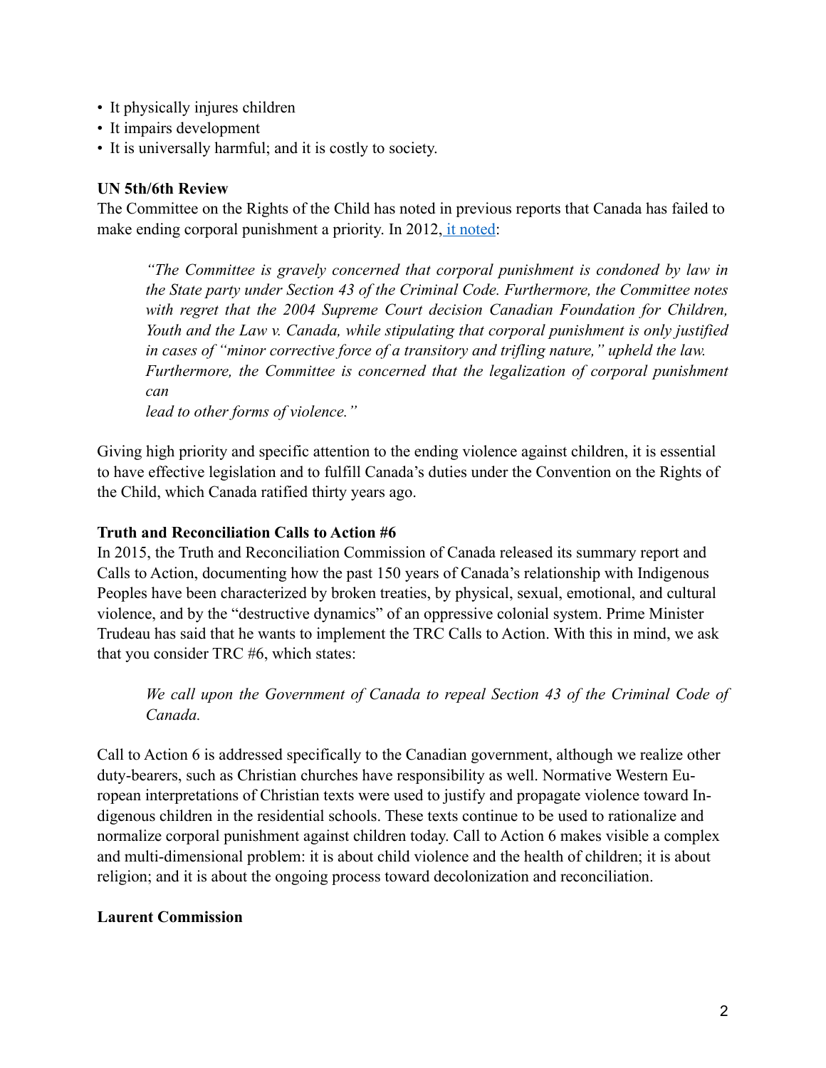- It physically injures children
- It impairs development
- It is universally harmful; and it is costly to society.

**UN 5th/6th Review**

The Committee on the Rights of the Child has noted in previous reports that Canada has failed to make ending corporal punishment a priority. In 2012, it noted:

> *"The Committee is gravely concerned that corporal punishment is condoned by law in the State party under Section 43 of the Criminal Code. Furthermore, the Committee notes with regret that the 2004 Supreme Court decision Canadian Foundation for Children, Youth and the Law v. Canada, while stipulating that corporal punishment is only justified in cases of "minor corrective force of a transitory and trifling nature," upheld the law. Furthermore, the Committee is concerned that the legalization of corporal punishment can lead to other forms of violence."*

Giving high priority and specific attention to the ending violence against children, it is essential to have effective legislation and to fulfill Canada's duties under the Convention on the Rights of the Child, which Canada ratified thirty years ago.

**Truth and Reconciliation Calls to Action #6**

In 2015, the Truth and Reconciliation Commission of Canada released its summary report and Calls to Action, documenting how the past 150 years of Canada's relationship with Indigenous Peoples have been characterized by broken treaties, by physical, sexual, emotional, and cultural violence, and by the "destructive dynamics" of an oppressive colonial system. Prime Minister Trudeau has said that he wants to implement the TRC Calls to Action. With this in mind, we ask that you consider TRC #6, which states:

> *We call upon the Government of Canada to repeal Section 43 of the Criminal Code of Canada.*

Call to Action 6 is addressed specifically to the Canadian government, although we realize other duty-bearers, such as Christian churches have responsibility as well. Normative Western European interpretations of Christian texts were used to justify and propagate violence toward Indigenous children in the residential schools. These texts continue to be used to rationalize and normalize corporal punishment against children today. Call to Action 6 makes visible a complex and multi-dimensional problem: it is about child violence and the health of children; it is about religion; and it is about the ongoing process toward decolonization and reconciliation.

**Laurent Commission**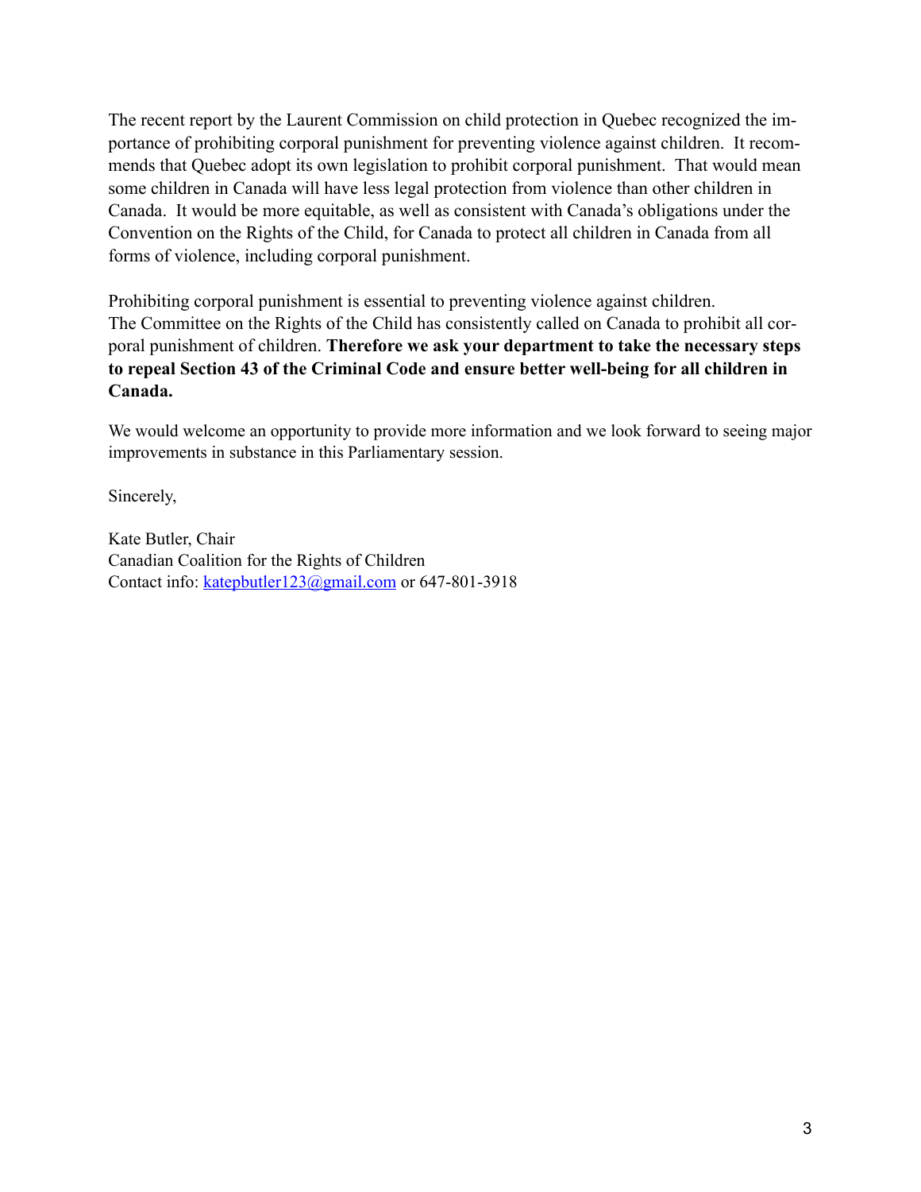The recent report by the Laurent Commission on child protection in Quebec recognized the importance of prohibiting corporal punishment for preventing violence against children. It recommends that Quebec adopt its own legislation to prohibit corporal punishment. That would mean some children in Canada will have less legal protection from violence than other children in Canada. It would be more equitable, as well as consistent with Canada's obligations under the Convention on the Rights of the Child, for Canada to protect all children in Canada from all forms of violence, including corporal punishment.

Prohibiting corporal punishment is essential to preventing violence against children. The Committee on the Rights of the Child has consistently called on Canada to prohibit all corporal punishment of children. **Therefore we ask your department to take the necessary steps to repeal Section 43 of the Criminal Code and ensure better well-being for all children in Canada.**

We would welcome an opportunity to provide more information and we look forward to seeing major improvements in substance in this Parliamentary session.

Sincerely,

Kate Butler, Chair
Canadian Coalition for the Rights of Children
Contact info: [katepbutler123@gmail.com](mailto:katepbutler123@gmail.com) or 647-801-3918